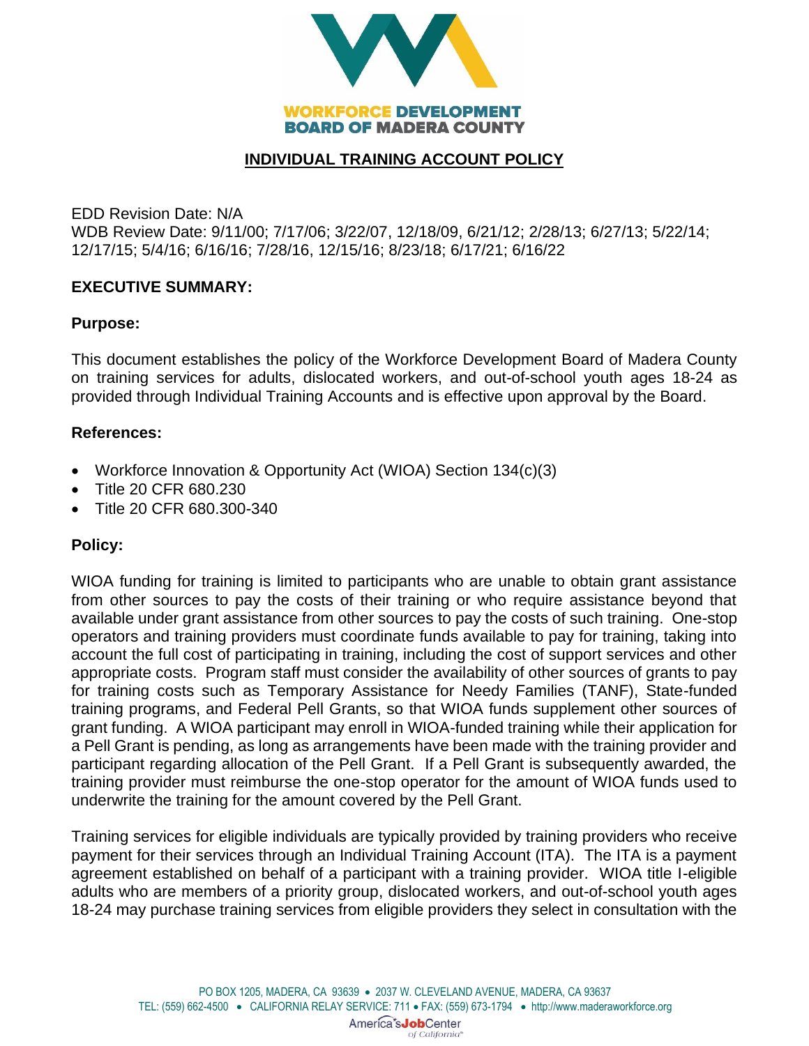WORKFORCE DEVELOPMENT
BOARD OF MADERA COUNTY

# INDIVIDUAL TRAINING ACCOUNT POLICY

EDD Revision Date: N/A
WDB Review Date: 9/11/00; 7/17/06; 3/22/07, 12/18/09, 6/21/12; 2/28/13; 6/27/13; 5/22/14; 12/17/15; 5/4/16; 6/16/16; 7/28/16, 12/15/16; 8/23/18; 6/17/21; 6/16/22

## EXECUTIVE SUMMARY:

### Purpose:

This document establishes the policy of the Workforce Development Board of Madera County on training services for adults, dislocated workers, and out-of-school youth ages 18-24 as provided through Individual Training Accounts and is effective upon approval by the Board.

### References:

- Workforce Innovation & Opportunity Act (WIOA) Section 134(c)(3)
- Title 20 CFR 680.230
- Title 20 CFR 680.300-340

### Policy:

WIOA funding for training is limited to participants who are unable to obtain grant assistance from other sources to pay the costs of their training or who require assistance beyond that available under grant assistance from other sources to pay the costs of such training. One-stop operators and training providers must coordinate funds available to pay for training, taking into account the full cost of participating in training, including the cost of support services and other appropriate costs. Program staff must consider the availability of other sources of grants to pay for training costs such as Temporary Assistance for Needy Families (TANF), State-funded training programs, and Federal Pell Grants, so that WIOA funds supplement other sources of grant funding. A WIOA participant may enroll in WIOA-funded training while their application for a Pell Grant is pending, as long as arrangements have been made with the training provider and participant regarding allocation of the Pell Grant. If a Pell Grant is subsequently awarded, the training provider must reimburse the one-stop operator for the amount of WIOA funds used to underwrite the training for the amount covered by the Pell Grant.

Training services for eligible individuals are typically provided by training providers who receive payment for their services through an Individual Training Account (ITA). The ITA is a payment agreement established on behalf of a participant with a training provider. WIOA title I-eligible adults who are members of a priority group, dislocated workers, and out-of-school youth ages 18-24 may purchase training services from eligible providers they select in consultation with the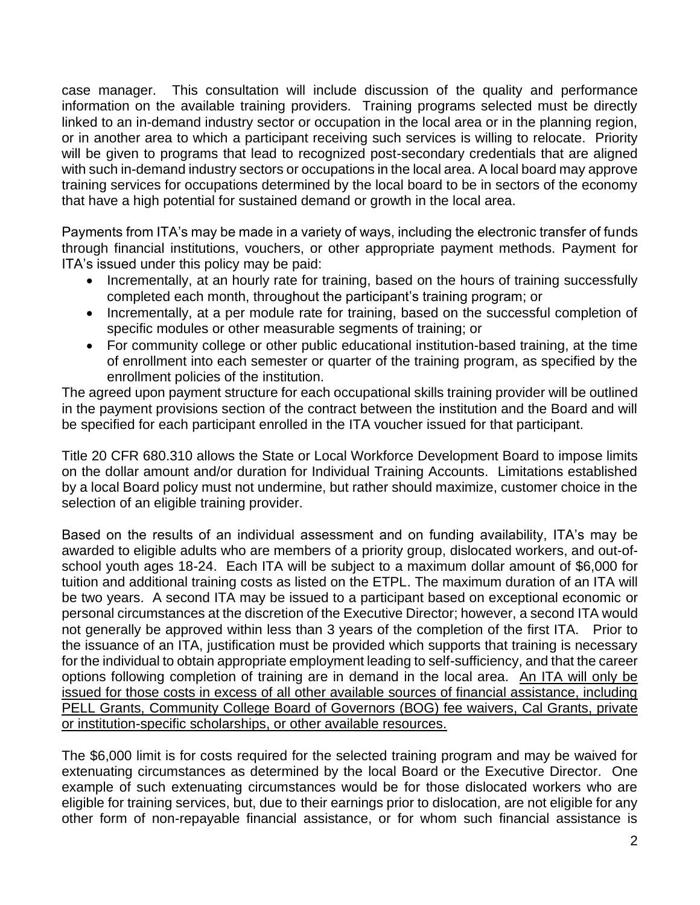case manager. This consultation will include discussion of the quality and performance information on the available training providers. Training programs selected must be directly linked to an in-demand industry sector or occupation in the local area or in the planning region, or in another area to which a participant receiving such services is willing to relocate. Priority will be given to programs that lead to recognized post-secondary credentials that are aligned with such in-demand industry sectors or occupations in the local area. A local board may approve training services for occupations determined by the local board to be in sectors of the economy that have a high potential for sustained demand or growth in the local area.

Payments from ITA's may be made in a variety of ways, including the electronic transfer of funds through financial institutions, vouchers, or other appropriate payment methods. Payment for ITA's issued under this policy may be paid:

- Incrementally, at an hourly rate for training, based on the hours of training successfully completed each month, throughout the participant's training program; or
- Incrementally, at a per module rate for training, based on the successful completion of specific modules or other measurable segments of training; or
- For community college or other public educational institution-based training, at the time of enrollment into each semester or quarter of the training program, as specified by the enrollment policies of the institution.

The agreed upon payment structure for each occupational skills training provider will be outlined in the payment provisions section of the contract between the institution and the Board and will be specified for each participant enrolled in the ITA voucher issued for that participant.

Title 20 CFR 680.310 allows the State or Local Workforce Development Board to impose limits on the dollar amount and/or duration for Individual Training Accounts. Limitations established by a local Board policy must not undermine, but rather should maximize, customer choice in the selection of an eligible training provider.

Based on the results of an individual assessment and on funding availability, ITA's may be awarded to eligible adults who are members of a priority group, dislocated workers, and out-of-school youth ages 18-24. Each ITA will be subject to a maximum dollar amount of $6,000 for tuition and additional training costs as listed on the ETPL. The maximum duration of an ITA will be two years. A second ITA may be issued to a participant based on exceptional economic or personal circumstances at the discretion of the Executive Director; however, a second ITA would not generally be approved within less than 3 years of the completion of the first ITA. Prior to the issuance of an ITA, justification must be provided which supports that training is necessary for the individual to obtain appropriate employment leading to self-sufficiency, and that the career options following completion of training are in demand in the local area. <u>An ITA will only be issued for those costs in excess of all other available sources of financial assistance, including PELL Grants, Community College Board of Governors (BOG) fee waivers, Cal Grants, private or institution-specific scholarships, or other available resources.</u>

The $6,000 limit is for costs required for the selected training program and may be waived for extenuating circumstances as determined by the local Board or the Executive Director. One example of such extenuating circumstances would be for those dislocated workers who are eligible for training services, but, due to their earnings prior to dislocation, are not eligible for any other form of non-repayable financial assistance, or for whom such financial assistance is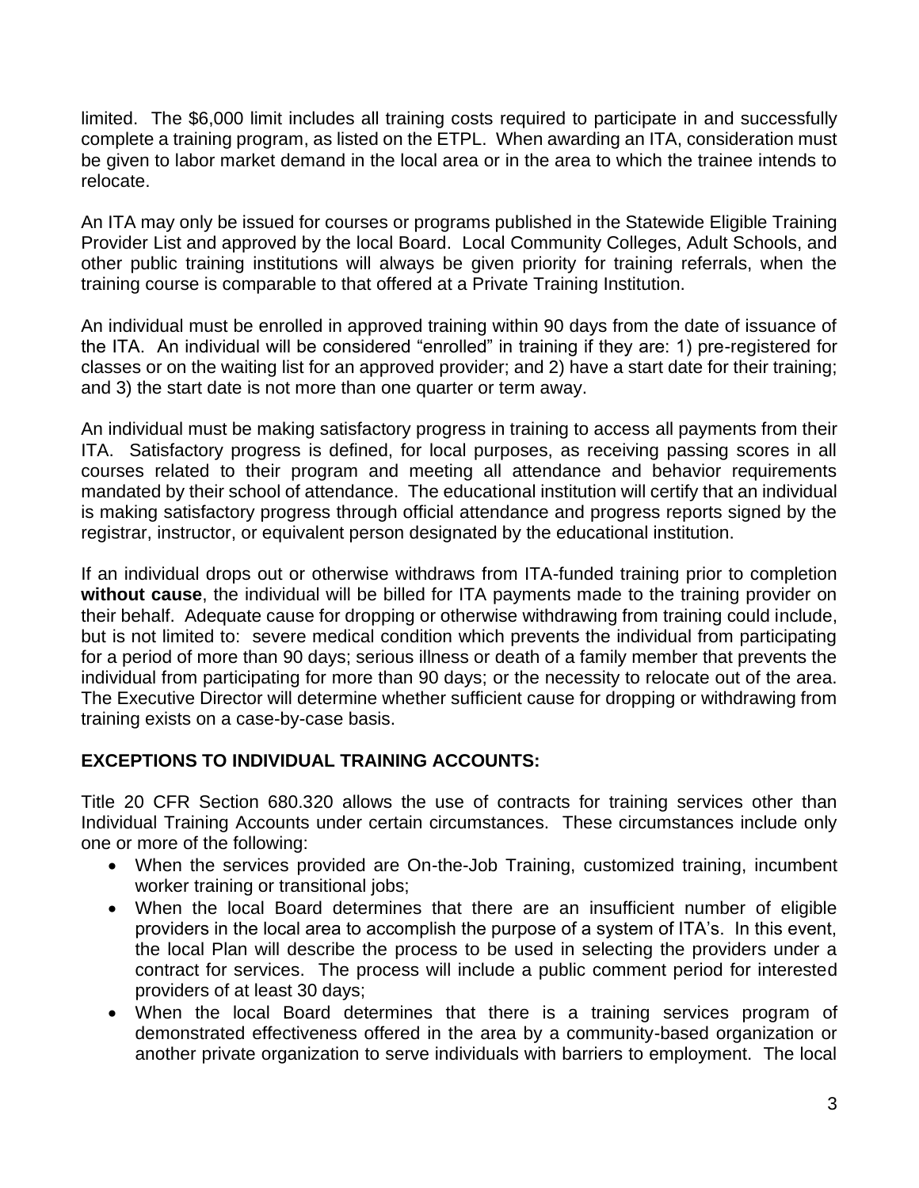limited. The $6,000 limit includes all training costs required to participate in and successfully complete a training program, as listed on the ETPL. When awarding an ITA, consideration must be given to labor market demand in the local area or in the area to which the trainee intends to relocate.

An ITA may only be issued for courses or programs published in the Statewide Eligible Training Provider List and approved by the local Board. Local Community Colleges, Adult Schools, and other public training institutions will always be given priority for training referrals, when the training course is comparable to that offered at a Private Training Institution.

An individual must be enrolled in approved training within 90 days from the date of issuance of the ITA. An individual will be considered "enrolled" in training if they are: 1) pre-registered for classes or on the waiting list for an approved provider; and 2) have a start date for their training; and 3) the start date is not more than one quarter or term away.

An individual must be making satisfactory progress in training to access all payments from their ITA. Satisfactory progress is defined, for local purposes, as receiving passing scores in all courses related to their program and meeting all attendance and behavior requirements mandated by their school of attendance. The educational institution will certify that an individual is making satisfactory progress through official attendance and progress reports signed by the registrar, instructor, or equivalent person designated by the educational institution.

If an individual drops out or otherwise withdraws from ITA-funded training prior to completion **without cause**, the individual will be billed for ITA payments made to the training provider on their behalf. Adequate cause for dropping or otherwise withdrawing from training could include, but is not limited to: severe medical condition which prevents the individual from participating for a period of more than 90 days; serious illness or death of a family member that prevents the individual from participating for more than 90 days; or the necessity to relocate out of the area. The Executive Director will determine whether sufficient cause for dropping or withdrawing from training exists on a case-by-case basis.

## EXCEPTIONS TO INDIVIDUAL TRAINING ACCOUNTS:

Title 20 CFR Section 680.320 allows the use of contracts for training services other than Individual Training Accounts under certain circumstances. These circumstances include only one or more of the following:

- When the services provided are On-the-Job Training, customized training, incumbent worker training or transitional jobs;
- When the local Board determines that there are an insufficient number of eligible providers in the local area to accomplish the purpose of a system of ITA's. In this event, the local Plan will describe the process to be used in selecting the providers under a contract for services. The process will include a public comment period for interested providers of at least 30 days;
- When the local Board determines that there is a training services program of demonstrated effectiveness offered in the area by a community-based organization or another private organization to serve individuals with barriers to employment. The local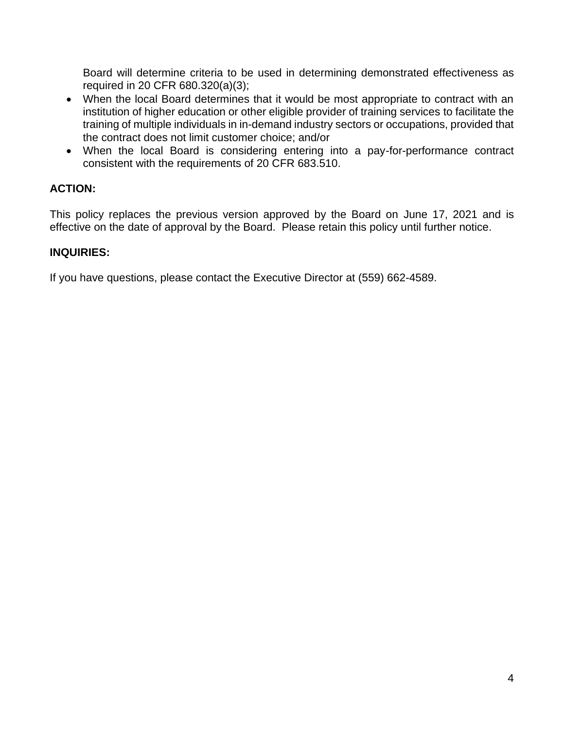Board will determine criteria to be used in determining demonstrated effectiveness as required in 20 CFR 680.320(a)(3);

- When the local Board determines that it would be most appropriate to contract with an institution of higher education or other eligible provider of training services to facilitate the training of multiple individuals in in-demand industry sectors or occupations, provided that the contract does not limit customer choice; and/or
- When the local Board is considering entering into a pay-for-performance contract consistent with the requirements of 20 CFR 683.510.

**ACTION:**

This policy replaces the previous version approved by the Board on June 17, 2021 and is effective on the date of approval by the Board. Please retain this policy until further notice.

**INQUIRIES:**

If you have questions, please contact the Executive Director at (559) 662-4589.